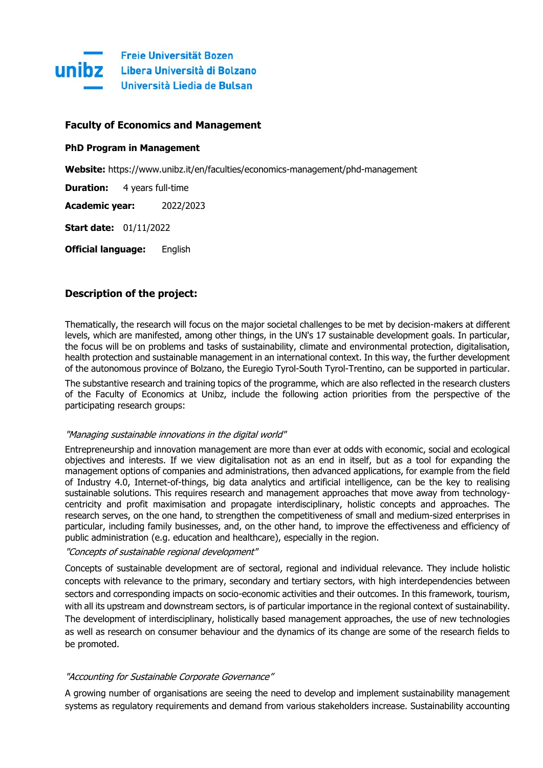Freie Universität Bozen
Libera Università di Bolzano
Università Liedia de Bulsan

## Faculty of Economics and Management

**PhD Program in Management**

**Website:** https://www.unibz.it/en/faculties/economics-management/phd-management

**Duration:** 4 years full-time

**Academic year:** 2022/2023

**Start date:** 01/11/2022

**Official language:** English

## Description of the project:

Thematically, the research will focus on the major societal challenges to be met by decision-makers at different levels, which are manifested, among other things, in the UN's 17 sustainable development goals. In particular, the focus will be on problems and tasks of sustainability, climate and environmental protection, digitalisation, health protection and sustainable management in an international context. In this way, the further development of the autonomous province of Bolzano, the Euregio Tyrol-South Tyrol-Trentino, can be supported in particular.

The substantive research and training topics of the programme, which are also reflected in the research clusters of the Faculty of Economics at Unibz, include the following action priorities from the perspective of the participating research groups:

*"Managing sustainable innovations in the digital world"*

Entrepreneurship and innovation management are more than ever at odds with economic, social and ecological objectives and interests. If we view digitalisation not as an end in itself, but as a tool for expanding the management options of companies and administrations, then advanced applications, for example from the field of Industry 4.0, Internet-of-things, big data analytics and artificial intelligence, can be the key to realising sustainable solutions. This requires research and management approaches that move away from technology-centricity and profit maximisation and propagate interdisciplinary, holistic concepts and approaches. The research serves, on the one hand, to strengthen the competitiveness of small and medium-sized enterprises in particular, including family businesses, and, on the other hand, to improve the effectiveness and efficiency of public administration (e.g. education and healthcare), especially in the region.

*"Concepts of sustainable regional development"*

Concepts of sustainable development are of sectoral, regional and individual relevance. They include holistic concepts with relevance to the primary, secondary and tertiary sectors, with high interdependencies between sectors and corresponding impacts on socio-economic activities and their outcomes. In this framework, tourism, with all its upstream and downstream sectors, is of particular importance in the regional context of sustainability. The development of interdisciplinary, holistically based management approaches, the use of new technologies as well as research on consumer behaviour and the dynamics of its change are some of the research fields to be promoted.

*"Accounting for Sustainable Corporate Governance"*

A growing number of organisations are seeing the need to develop and implement sustainability management systems as regulatory requirements and demand from various stakeholders increase. Sustainability accounting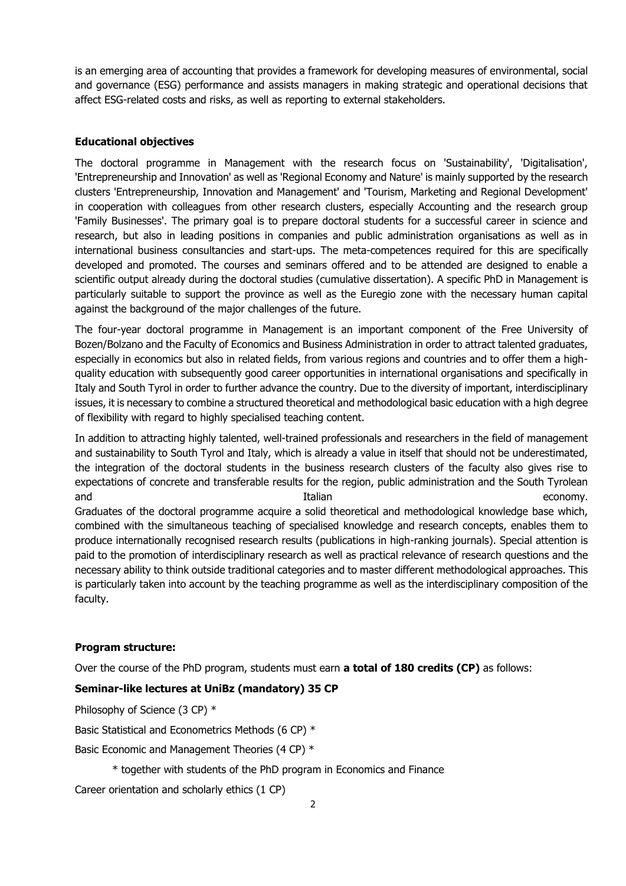is an emerging area of accounting that provides a framework for developing measures of environmental, social and governance (ESG) performance and assists managers in making strategic and operational decisions that affect ESG-related costs and risks, as well as reporting to external stakeholders.

**Educational objectives**

The doctoral programme in Management with the research focus on 'Sustainability', 'Digitalisation', 'Entrepreneurship and Innovation' as well as 'Regional Economy and Nature' is mainly supported by the research clusters 'Entrepreneurship, Innovation and Management' and 'Tourism, Marketing and Regional Development' in cooperation with colleagues from other research clusters, especially Accounting and the research group 'Family Businesses'. The primary goal is to prepare doctoral students for a successful career in science and research, but also in leading positions in companies and public administration organisations as well as in international business consultancies and start-ups. The meta-competences required for this are specifically developed and promoted. The courses and seminars offered and to be attended are designed to enable a scientific output already during the doctoral studies (cumulative dissertation). A specific PhD in Management is particularly suitable to support the province as well as the Euregio zone with the necessary human capital against the background of the major challenges of the future.

The four-year doctoral programme in Management is an important component of the Free University of Bozen/Bolzano and the Faculty of Economics and Business Administration in order to attract talented graduates, especially in economics but also in related fields, from various regions and countries and to offer them a high-quality education with subsequently good career opportunities in international organisations and specifically in Italy and South Tyrol in order to further advance the country. Due to the diversity of important, interdisciplinary issues, it is necessary to combine a structured theoretical and methodological basic education with a high degree of flexibility with regard to highly specialised teaching content.

In addition to attracting highly talented, well-trained professionals and researchers in the field of management and sustainability to South Tyrol and Italy, which is already a value in itself that should not be underestimated, the integration of the doctoral students in the business research clusters of the faculty also gives rise to expectations of concrete and transferable results for the region, public administration and the South Tyrolean and Italian economy.
Graduates of the doctoral programme acquire a solid theoretical and methodological knowledge base which, combined with the simultaneous teaching of specialised knowledge and research concepts, enables them to produce internationally recognised research results (publications in high-ranking journals). Special attention is paid to the promotion of interdisciplinary research as well as practical relevance of research questions and the necessary ability to think outside traditional categories and to master different methodological approaches. This is particularly taken into account by the teaching programme as well as the interdisciplinary composition of the faculty.

**Program structure:**

Over the course of the PhD program, students must earn **a total of 180 credits (CP)** as follows:

**Seminar-like lectures at UniBz (mandatory) 35 CP**

Philosophy of Science (3 CP) *

Basic Statistical and Econometrics Methods (6 CP) *

Basic Economic and Management Theories (4 CP) *

\* together with students of the PhD program in Economics and Finance

Career orientation and scholarly ethics (1 CP)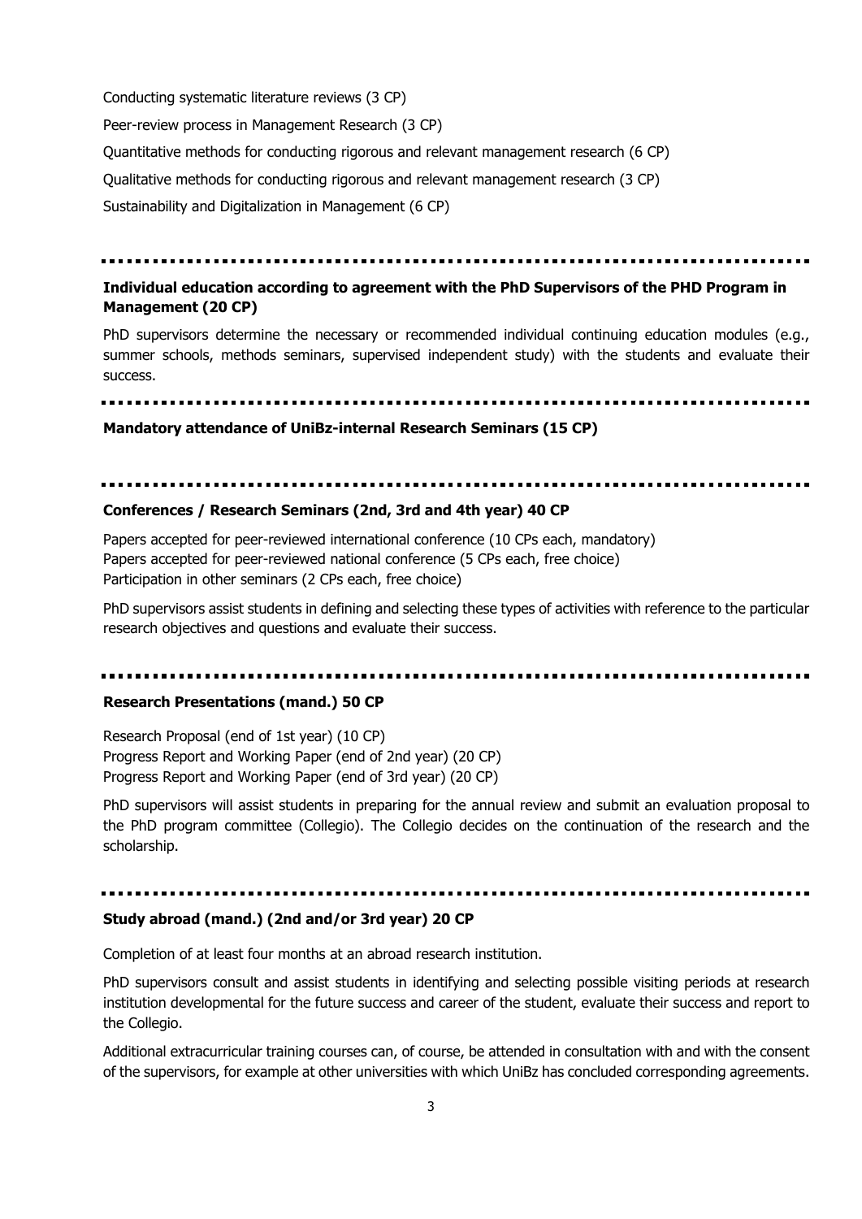Conducting systematic literature reviews (3 CP)

Peer-review process in Management Research (3 CP)

Quantitative methods for conducting rigorous and relevant management research (6 CP)

Qualitative methods for conducting rigorous and relevant management research (3 CP)

Sustainability and Digitalization in Management (6 CP)

---

**Individual education according to agreement with the PhD Supervisors of the PHD Program in Management (20 CP)**

PhD supervisors determine the necessary or recommended individual continuing education modules (e.g., summer schools, methods seminars, supervised independent study) with the students and evaluate their success.

---

**Mandatory attendance of UniBz-internal Research Seminars (15 CP)**

---

**Conferences / Research Seminars (2nd, 3rd and 4th year) 40 CP**

Papers accepted for peer-reviewed international conference (10 CPs each, mandatory)
Papers accepted for peer-reviewed national conference (5 CPs each, free choice)
Participation in other seminars (2 CPs each, free choice)

PhD supervisors assist students in defining and selecting these types of activities with reference to the particular research objectives and questions and evaluate their success.

---

**Research Presentations (mand.) 50 CP**

Research Proposal (end of 1st year) (10 CP)
Progress Report and Working Paper (end of 2nd year) (20 CP)
Progress Report and Working Paper (end of 3rd year) (20 CP)

PhD supervisors will assist students in preparing for the annual review and submit an evaluation proposal to the PhD program committee (Collegio). The Collegio decides on the continuation of the research and the scholarship.

---

**Study abroad (mand.) (2nd and/or 3rd year) 20 CP**

Completion of at least four months at an abroad research institution.

PhD supervisors consult and assist students in identifying and selecting possible visiting periods at research institution developmental for the future success and career of the student, evaluate their success and report to the Collegio.

Additional extracurricular training courses can, of course, be attended in consultation with and with the consent of the supervisors, for example at other universities with which UniBz has concluded corresponding agreements.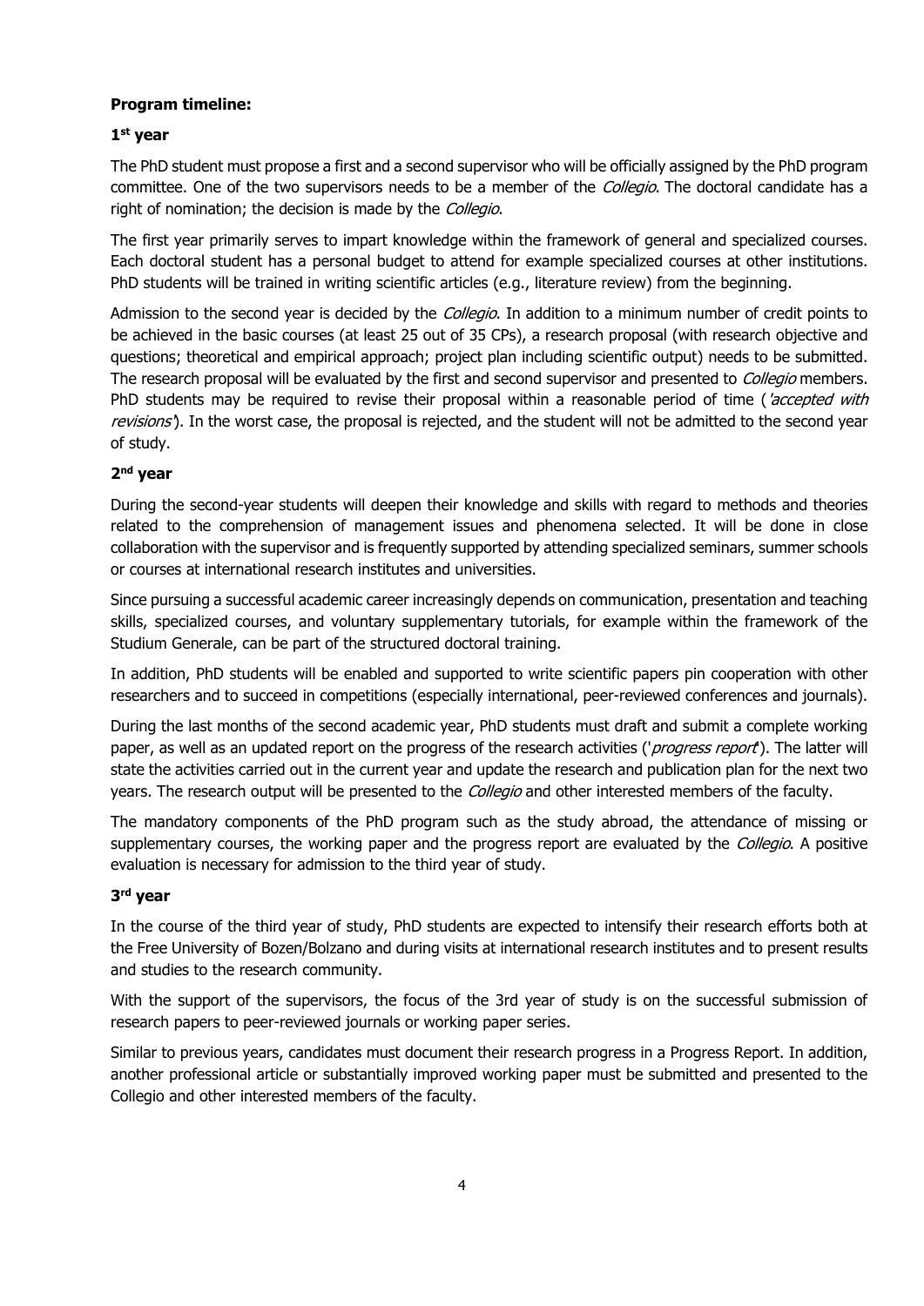**Program timeline:**

**1st year**

The PhD student must propose a first and a second supervisor who will be officially assigned by the PhD program committee. One of the two supervisors needs to be a member of the *Collegio*. The doctoral candidate has a right of nomination; the decision is made by the *Collegio*.

The first year primarily serves to impart knowledge within the framework of general and specialized courses. Each doctoral student has a personal budget to attend for example specialized courses at other institutions. PhD students will be trained in writing scientific articles (e.g., literature review) from the beginning.

Admission to the second year is decided by the *Collegio*. In addition to a minimum number of credit points to be achieved in the basic courses (at least 25 out of 35 CPs), a research proposal (with research objective and questions; theoretical and empirical approach; project plan including scientific output) needs to be submitted. The research proposal will be evaluated by the first and second supervisor and presented to *Collegio* members. PhD students may be required to revise their proposal within a reasonable period of time (*'accepted with revisions'*). In the worst case, the proposal is rejected, and the student will not be admitted to the second year of study.

**2nd year**

During the second-year students will deepen their knowledge and skills with regard to methods and theories related to the comprehension of management issues and phenomena selected. It will be done in close collaboration with the supervisor and is frequently supported by attending specialized seminars, summer schools or courses at international research institutes and universities.

Since pursuing a successful academic career increasingly depends on communication, presentation and teaching skills, specialized courses, and voluntary supplementary tutorials, for example within the framework of the Studium Generale, can be part of the structured doctoral training.

In addition, PhD students will be enabled and supported to write scientific papers pin cooperation with other researchers and to succeed in competitions (especially international, peer-reviewed conferences and journals).

During the last months of the second academic year, PhD students must draft and submit a complete working paper, as well as an updated report on the progress of the research activities ('*progress report*'). The latter will state the activities carried out in the current year and update the research and publication plan for the next two years. The research output will be presented to the *Collegio* and other interested members of the faculty.

The mandatory components of the PhD program such as the study abroad, the attendance of missing or supplementary courses, the working paper and the progress report are evaluated by the *Collegio*. A positive evaluation is necessary for admission to the third year of study.

**3rd year**

In the course of the third year of study, PhD students are expected to intensify their research efforts both at the Free University of Bozen/Bolzano and during visits at international research institutes and to present results and studies to the research community.

With the support of the supervisors, the focus of the 3rd year of study is on the successful submission of research papers to peer-reviewed journals or working paper series.

Similar to previous years, candidates must document their research progress in a Progress Report. In addition, another professional article or substantially improved working paper must be submitted and presented to the Collegio and other interested members of the faculty.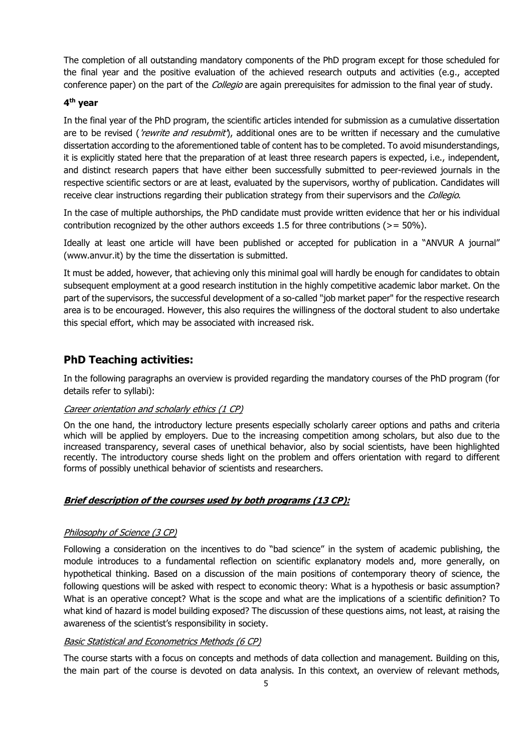The completion of all outstanding mandatory components of the PhD program except for those scheduled for the final year and the positive evaluation of the achieved research outputs and activities (e.g., accepted conference paper) on the part of the *Collegio* are again prerequisites for admission to the final year of study.

### 4th year

In the final year of the PhD program, the scientific articles intended for submission as a cumulative dissertation are to be revised (*'rewrite and resubmit'*), additional ones are to be written if necessary and the cumulative dissertation according to the aforementioned table of content has to be completed. To avoid misunderstandings, it is explicitly stated here that the preparation of at least three research papers is expected, i.e., independent, and distinct research papers that have either been successfully submitted to peer-reviewed journals in the respective scientific sectors or are at least, evaluated by the supervisors, worthy of publication. Candidates will receive clear instructions regarding their publication strategy from their supervisors and the *Collegio*.

In the case of multiple authorships, the PhD candidate must provide written evidence that her or his individual contribution recognized by the other authors exceeds 1.5 for three contributions (>= 50%).

Ideally at least one article will have been published or accepted for publication in a "ANVUR A journal" (www.anvur.it) by the time the dissertation is submitted.

It must be added, however, that achieving only this minimal goal will hardly be enough for candidates to obtain subsequent employment at a good research institution in the highly competitive academic labor market. On the part of the supervisors, the successful development of a so-called "job market paper" for the respective research area is to be encouraged. However, this also requires the willingness of the doctoral student to also undertake this special effort, which may be associated with increased risk.

## PhD Teaching activities:

In the following paragraphs an overview is provided regarding the mandatory courses of the PhD program (for details refer to syllabi):

*Career orientation and scholarly ethics (1 CP)*

On the one hand, the introductory lecture presents especially scholarly career options and paths and criteria which will be applied by employers. Due to the increasing competition among scholars, but also due to the increased transparency, several cases of unethical behavior, also by social scientists, have been highlighted recently. The introductory course sheds light on the problem and offers orientation with regard to different forms of possibly unethical behavior of scientists and researchers.

***Brief description of the courses used by both programs (13 CP):***

*Philosophy of Science (3 CP)*

Following a consideration on the incentives to do "bad science" in the system of academic publishing, the module introduces to a fundamental reflection on scientific explanatory models and, more generally, on hypothetical thinking. Based on a discussion of the main positions of contemporary theory of science, the following questions will be asked with respect to economic theory: What is a hypothesis or basic assumption? What is an operative concept? What is the scope and what are the implications of a scientific definition? To what kind of hazard is model building exposed? The discussion of these questions aims, not least, at raising the awareness of the scientist's responsibility in society.

*Basic Statistical and Econometrics Methods (6 CP)*

The course starts with a focus on concepts and methods of data collection and management. Building on this, the main part of the course is devoted on data analysis. In this context, an overview of relevant methods,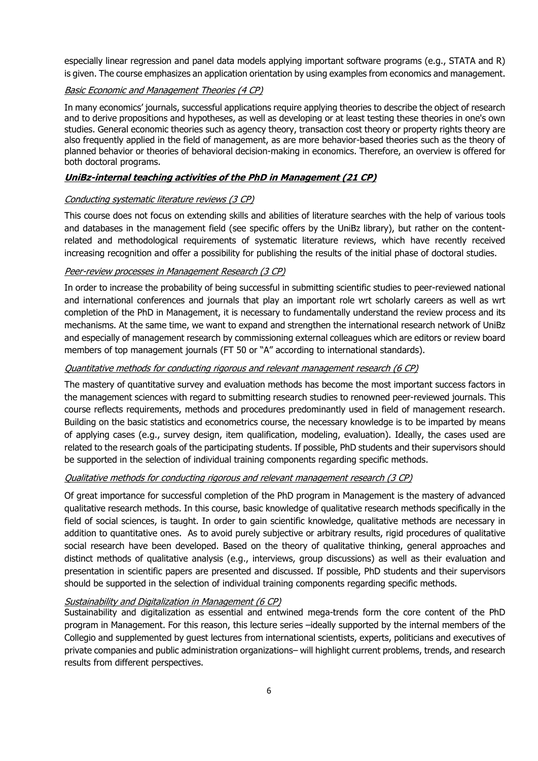especially linear regression and panel data models applying important software programs (e.g., STATA and R) is given. The course emphasizes an application orientation by using examples from economics and management.

*Basic Economic and Management Theories (4 CP)*

In many economics' journals, successful applications require applying theories to describe the object of research and to derive propositions and hypotheses, as well as developing or at least testing these theories in one's own studies. General economic theories such as agency theory, transaction cost theory or property rights theory are also frequently applied in the field of management, as are more behavior-based theories such as the theory of planned behavior or theories of behavioral decision-making in economics. Therefore, an overview is offered for both doctoral programs.

## ***UniBz-internal teaching activities of the PhD in Management (21 CP)***

*Conducting systematic literature reviews (3 CP)*

This course does not focus on extending skills and abilities of literature searches with the help of various tools and databases in the management field (see specific offers by the UniBz library), but rather on the content-related and methodological requirements of systematic literature reviews, which have recently received increasing recognition and offer a possibility for publishing the results of the initial phase of doctoral studies.

*Peer-review processes in Management Research (3 CP)*

In order to increase the probability of being successful in submitting scientific studies to peer-reviewed national and international conferences and journals that play an important role wrt scholarly careers as well as wrt completion of the PhD in Management, it is necessary to fundamentally understand the review process and its mechanisms. At the same time, we want to expand and strengthen the international research network of UniBz and especially of management research by commissioning external colleagues which are editors or review board members of top management journals (FT 50 or "A" according to international standards).

*Quantitative methods for conducting rigorous and relevant management research (6 CP)*

The mastery of quantitative survey and evaluation methods has become the most important success factors in the management sciences with regard to submitting research studies to renowned peer-reviewed journals. This course reflects requirements, methods and procedures predominantly used in field of management research. Building on the basic statistics and econometrics course, the necessary knowledge is to be imparted by means of applying cases (e.g., survey design, item qualification, modeling, evaluation). Ideally, the cases used are related to the research goals of the participating students. If possible, PhD students and their supervisors should be supported in the selection of individual training components regarding specific methods.

*Qualitative methods for conducting rigorous and relevant management research (3 CP)*

Of great importance for successful completion of the PhD program in Management is the mastery of advanced qualitative research methods. In this course, basic knowledge of qualitative research methods specifically in the field of social sciences, is taught. In order to gain scientific knowledge, qualitative methods are necessary in addition to quantitative ones.  As to avoid purely subjective or arbitrary results, rigid procedures of qualitative social research have been developed. Based on the theory of qualitative thinking, general approaches and distinct methods of qualitative analysis (e.g., interviews, group discussions) as well as their evaluation and presentation in scientific papers are presented and discussed. If possible, PhD students and their supervisors should be supported in the selection of individual training components regarding specific methods.

*Sustainability and Digitalization in Management (6 CP)*

Sustainability and digitalization as essential and entwined mega-trends form the core content of the PhD program in Management. For this reason, this lecture series –ideally supported by the internal members of the Collegio and supplemented by guest lectures from international scientists, experts, politicians and executives of private companies and public administration organizations– will highlight current problems, trends, and research results from different perspectives.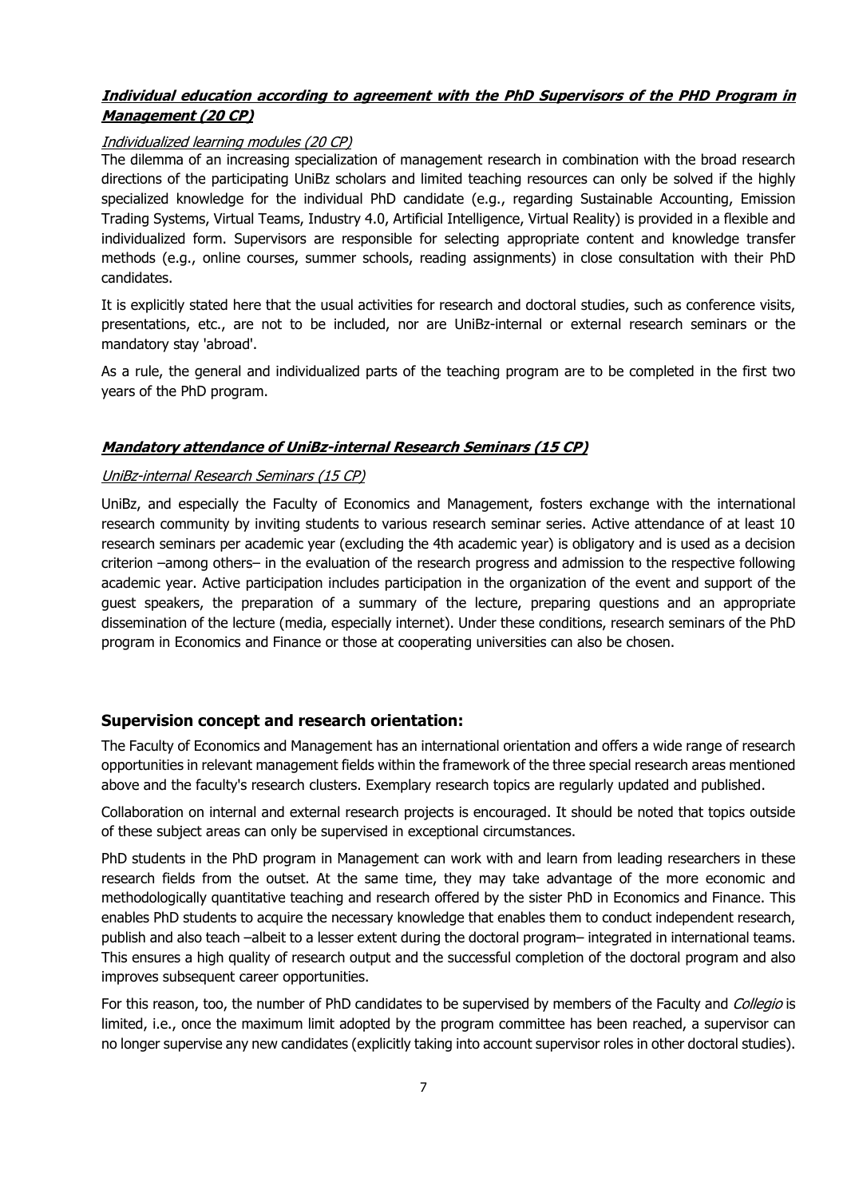***Individual education according to agreement with the PhD Supervisors of the PHD Program in Management (20 CP)***

*Individualized learning modules (20 CP)*

The dilemma of an increasing specialization of management research in combination with the broad research directions of the participating UniBz scholars and limited teaching resources can only be solved if the highly specialized knowledge for the individual PhD candidate (e.g., regarding Sustainable Accounting, Emission Trading Systems, Virtual Teams, Industry 4.0, Artificial Intelligence, Virtual Reality) is provided in a flexible and individualized form. Supervisors are responsible for selecting appropriate content and knowledge transfer methods (e.g., online courses, summer schools, reading assignments) in close consultation with their PhD candidates.

It is explicitly stated here that the usual activities for research and doctoral studies, such as conference visits, presentations, etc., are not to be included, nor are UniBz-internal or external research seminars or the mandatory stay 'abroad'.

As a rule, the general and individualized parts of the teaching program are to be completed in the first two years of the PhD program.

***Mandatory attendance of UniBz-internal Research Seminars (15 CP)***

*UniBz-internal Research Seminars (15 CP)*

UniBz, and especially the Faculty of Economics and Management, fosters exchange with the international research community by inviting students to various research seminar series. Active attendance of at least 10 research seminars per academic year (excluding the 4th academic year) is obligatory and is used as a decision criterion –among others– in the evaluation of the research progress and admission to the respective following academic year. Active participation includes participation in the organization of the event and support of the guest speakers, the preparation of a summary of the lecture, preparing questions and an appropriate dissemination of the lecture (media, especially internet). Under these conditions, research seminars of the PhD program in Economics and Finance or those at cooperating universities can also be chosen.

## Supervision concept and research orientation:

The Faculty of Economics and Management has an international orientation and offers a wide range of research opportunities in relevant management fields within the framework of the three special research areas mentioned above and the faculty's research clusters. Exemplary research topics are regularly updated and published.

Collaboration on internal and external research projects is encouraged. It should be noted that topics outside of these subject areas can only be supervised in exceptional circumstances.

PhD students in the PhD program in Management can work with and learn from leading researchers in these research fields from the outset. At the same time, they may take advantage of the more economic and methodologically quantitative teaching and research offered by the sister PhD in Economics and Finance. This enables PhD students to acquire the necessary knowledge that enables them to conduct independent research, publish and also teach –albeit to a lesser extent during the doctoral program– integrated in international teams. This ensures a high quality of research output and the successful completion of the doctoral program and also improves subsequent career opportunities.

For this reason, too, the number of PhD candidates to be supervised by members of the Faculty and *Collegio* is limited, i.e., once the maximum limit adopted by the program committee has been reached, a supervisor can no longer supervise any new candidates (explicitly taking into account supervisor roles in other doctoral studies).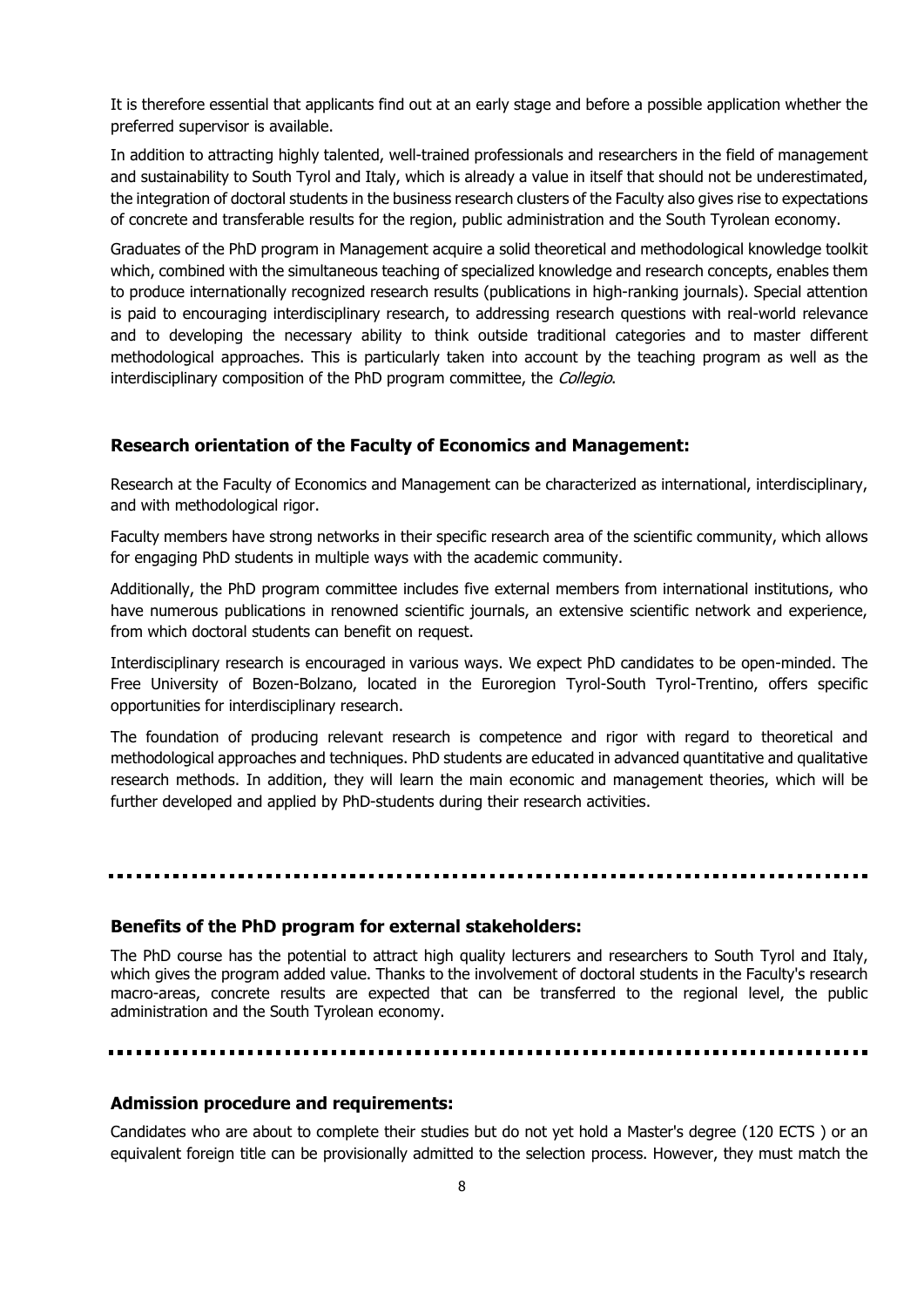It is therefore essential that applicants find out at an early stage and before a possible application whether the preferred supervisor is available.

In addition to attracting highly talented, well-trained professionals and researchers in the field of management and sustainability to South Tyrol and Italy, which is already a value in itself that should not be underestimated, the integration of doctoral students in the business research clusters of the Faculty also gives rise to expectations of concrete and transferable results for the region, public administration and the South Tyrolean economy.

Graduates of the PhD program in Management acquire a solid theoretical and methodological knowledge toolkit which, combined with the simultaneous teaching of specialized knowledge and research concepts, enables them to produce internationally recognized research results (publications in high-ranking journals). Special attention is paid to encouraging interdisciplinary research, to addressing research questions with real-world relevance and to developing the necessary ability to think outside traditional categories and to master different methodological approaches. This is particularly taken into account by the teaching program as well as the interdisciplinary composition of the PhD program committee, the *Collegio*.

### Research orientation of the Faculty of Economics and Management:

Research at the Faculty of Economics and Management can be characterized as international, interdisciplinary, and with methodological rigor.

Faculty members have strong networks in their specific research area of the scientific community, which allows for engaging PhD students in multiple ways with the academic community.

Additionally, the PhD program committee includes five external members from international institutions, who have numerous publications in renowned scientific journals, an extensive scientific network and experience, from which doctoral students can benefit on request.

Interdisciplinary research is encouraged in various ways. We expect PhD candidates to be open-minded. The Free University of Bozen-Bolzano, located in the Euroregion Tyrol-South Tyrol-Trentino, offers specific opportunities for interdisciplinary research.

The foundation of producing relevant research is competence and rigor with regard to theoretical and methodological approaches and techniques. PhD students are educated in advanced quantitative and qualitative research methods. In addition, they will learn the main economic and management theories, which will be further developed and applied by PhD-students during their research activities.

---

### Benefits of the PhD program for external stakeholders:

The PhD course has the potential to attract high quality lecturers and researchers to South Tyrol and Italy, which gives the program added value. Thanks to the involvement of doctoral students in the Faculty's research macro-areas, concrete results are expected that can be transferred to the regional level, the public administration and the South Tyrolean economy.

---

### Admission procedure and requirements:

Candidates who are about to complete their studies but do not yet hold a Master's degree (120 ECTS ) or an equivalent foreign title can be provisionally admitted to the selection process. However, they must match the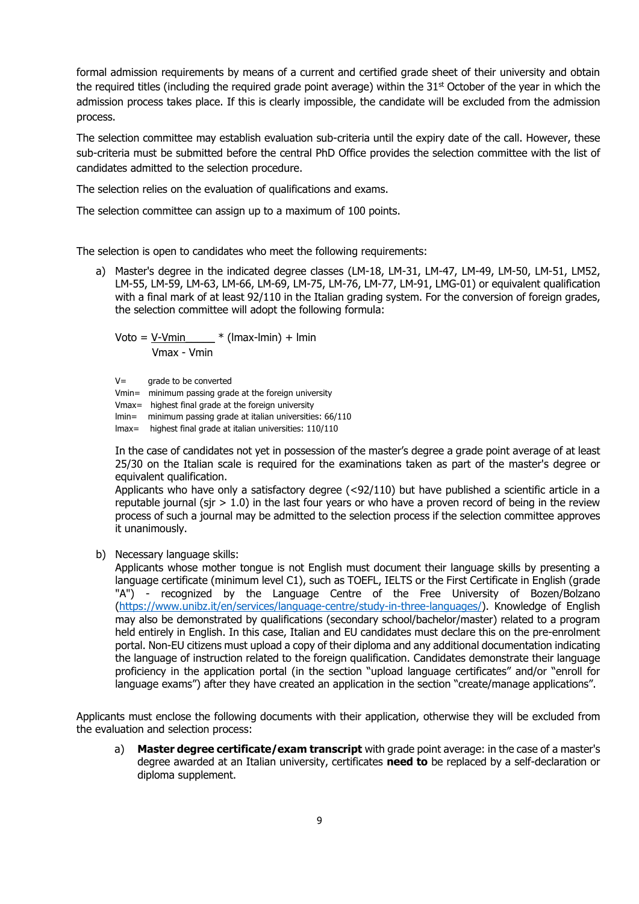formal admission requirements by means of a current and certified grade sheet of their university and obtain the required titles (including the required grade point average) within the 31st October of the year in which the admission process takes place. If this is clearly impossible, the candidate will be excluded from the admission process.

The selection committee may establish evaluation sub-criteria until the expiry date of the call. However, these sub-criteria must be submitted before the central PhD Office provides the selection committee with the list of candidates admitted to the selection procedure.

The selection relies on the evaluation of qualifications and exams.

The selection committee can assign up to a maximum of 100 points.

The selection is open to candidates who meet the following requirements:

a) Master's degree in the indicated degree classes (LM-18, LM-31, LM-47, LM-49, LM-50, LM-51, LM52, LM-55, LM-59, LM-63, LM-66, LM-69, LM-75, LM-76, LM-77, LM-91, LMG-01) or equivalent qualification with a final mark of at least 92/110 in the Italian grading system. For the conversion of foreign grades, the selection committee will adopt the following formula:

$$Voto = \frac{V - Vmin}{Vmax - Vmin} * (Imax - Imin) + Imin$$

V= grade to be converted
Vmin= minimum passing grade at the foreign university
Vmax= highest final grade at the foreign university
Imin= minimum passing grade at italian universities: 66/110
Imax= highest final grade at italian universities: 110/110

In the case of candidates not yet in possession of the master's degree a grade point average of at least 25/30 on the Italian scale is required for the examinations taken as part of the master's degree or equivalent qualification.
Applicants who have only a satisfactory degree (<92/110) but have published a scientific article in a reputable journal (sjr > 1.0) in the last four years or who have a proven record of being in the review process of such a journal may be admitted to the selection process if the selection committee approves it unanimously.

b) Necessary language skills:
Applicants whose mother tongue is not English must document their language skills by presenting a language certificate (minimum level C1), such as TOEFL, IELTS or the First Certificate in English (grade "A") - recognized by the Language Centre of the Free University of Bozen/Bolzano (https://www.unibz.it/en/services/language-centre/study-in-three-languages/). Knowledge of English may also be demonstrated by qualifications (secondary school/bachelor/master) related to a program held entirely in English. In this case, Italian and EU candidates must declare this on the pre-enrolment portal. Non-EU citizens must upload a copy of their diploma and any additional documentation indicating the language of instruction related to the foreign qualification. Candidates demonstrate their language proficiency in the application portal (in the section "upload language certificates" and/or "enroll for language exams") after they have created an application in the section "create/manage applications".

Applicants must enclose the following documents with their application, otherwise they will be excluded from the evaluation and selection process:

a) **Master degree certificate/exam transcript** with grade point average: in the case of a master's degree awarded at an Italian university, certificates **need to** be replaced by a self-declaration or diploma supplement.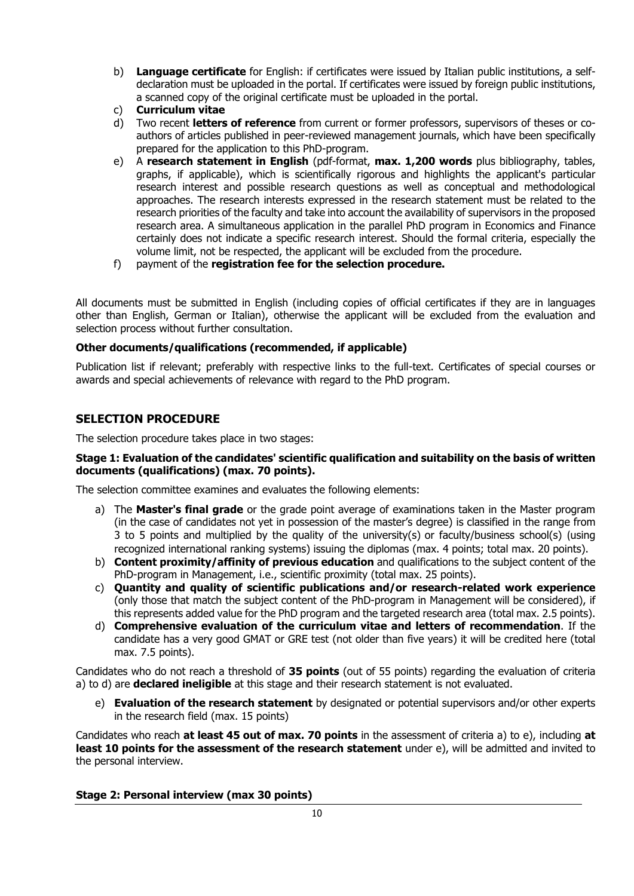b) **Language certificate** for English: if certificates were issued by Italian public institutions, a self-declaration must be uploaded in the portal. If certificates were issued by foreign public institutions, a scanned copy of the original certificate must be uploaded in the portal.
c) **Curriculum vitae**
d) Two recent **letters of reference** from current or former professors, supervisors of theses or co-authors of articles published in peer-reviewed management journals, which have been specifically prepared for the application to this PhD-program.
e) A **research statement in English** (pdf-format, **max. 1,200 words** plus bibliography, tables, graphs, if applicable), which is scientifically rigorous and highlights the applicant's particular research interest and possible research questions as well as conceptual and methodological approaches. The research interests expressed in the research statement must be related to the research priorities of the faculty and take into account the availability of supervisors in the proposed research area. A simultaneous application in the parallel PhD program in Economics and Finance certainly does not indicate a specific research interest. Should the formal criteria, especially the volume limit, not be respected, the applicant will be excluded from the procedure.
f) payment of the **registration fee for the selection procedure.**

All documents must be submitted in English (including copies of official certificates if they are in languages other than English, German or Italian), otherwise the applicant will be excluded from the evaluation and selection process without further consultation.

**Other documents/qualifications (recommended, if applicable)**

Publication list if relevant; preferably with respective links to the full-text. Certificates of special courses or awards and special achievements of relevance with regard to the PhD program.

## SELECTION PROCEDURE

The selection procedure takes place in two stages:

**Stage 1: Evaluation of the candidates' scientific qualification and suitability on the basis of written documents (qualifications) (max. 70 points).**

The selection committee examines and evaluates the following elements:

a) The **Master's final grade** or the grade point average of examinations taken in the Master program (in the case of candidates not yet in possession of the master's degree) is classified in the range from 3 to 5 points and multiplied by the quality of the university(s) or faculty/business school(s) (using recognized international ranking systems) issuing the diplomas (max. 4 points; total max. 20 points).
b) **Content proximity/affinity of previous education** and qualifications to the subject content of the PhD-program in Management, i.e., scientific proximity (total max. 25 points).
c) **Quantity and quality of scientific publications and/or research-related work experience** (only those that match the subject content of the PhD-program in Management will be considered), if this represents added value for the PhD program and the targeted research area (total max. 2.5 points).
d) **Comprehensive evaluation of the curriculum vitae and letters of recommendation**. If the candidate has a very good GMAT or GRE test (not older than five years) it will be credited here (total max. 7.5 points).

Candidates who do not reach a threshold of **35 points** (out of 55 points) regarding the evaluation of criteria a) to d) are **declared ineligible** at this stage and their research statement is not evaluated.

e) **Evaluation of the research statement** by designated or potential supervisors and/or other experts in the research field (max. 15 points)

Candidates who reach **at least 45 out of max. 70 points** in the assessment of criteria a) to e), including **at least 10 points for the assessment of the research statement** under e), will be admitted and invited to the personal interview.

**Stage 2: Personal interview (max 30 points)**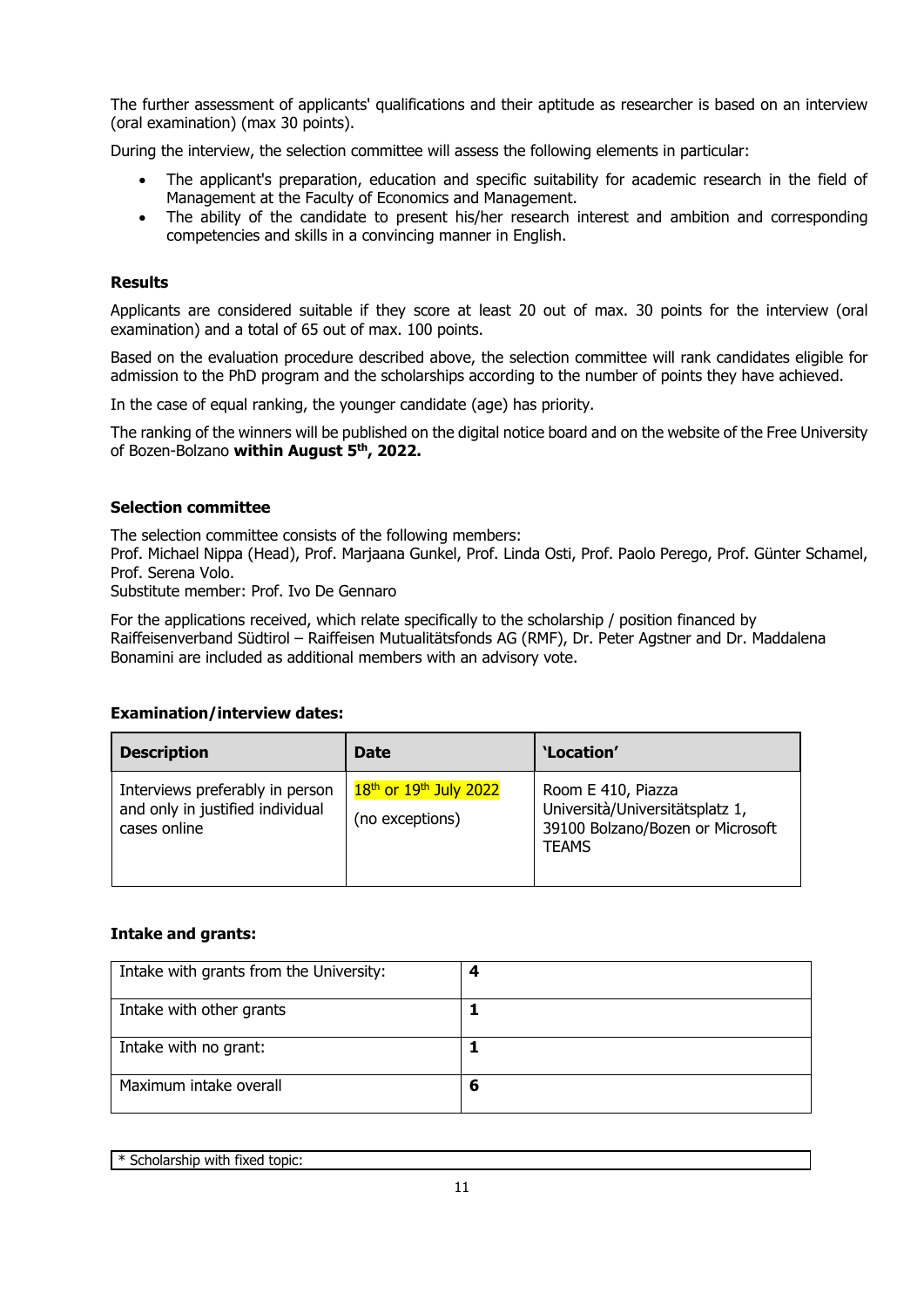The further assessment of applicants' qualifications and their aptitude as researcher is based on an interview (oral examination) (max 30 points).

During the interview, the selection committee will assess the following elements in particular:

- The applicant's preparation, education and specific suitability for academic research in the field of Management at the Faculty of Economics and Management.
- The ability of the candidate to present his/her research interest and ambition and corresponding competencies and skills in a convincing manner in English.

**Results**

Applicants are considered suitable if they score at least 20 out of max. 30 points for the interview (oral examination) and a total of 65 out of max. 100 points.

Based on the evaluation procedure described above, the selection committee will rank candidates eligible for admission to the PhD program and the scholarships according to the number of points they have achieved.

In the case of equal ranking, the younger candidate (age) has priority.

The ranking of the winners will be published on the digital notice board and on the website of the Free University of Bozen-Bolzano **within August 5th, 2022.**

**Selection committee**

The selection committee consists of the following members:
Prof. Michael Nippa (Head), Prof. Marjaana Gunkel, Prof. Linda Osti, Prof. Paolo Perego, Prof. Günter Schamel, Prof. Serena Volo.
Substitute member: Prof. Ivo De Gennaro

For the applications received, which relate specifically to the scholarship / position financed by Raiffeisenverband Südtirol – Raiffeisen Mutualitätsfonds AG (RMF), Dr. Peter Agstner and Dr. Maddalena Bonamini are included as additional members with an advisory vote.

**Examination/interview dates:**

| **Description** | **Date** | **'Location'** |
| --- | --- | --- |
| Interviews preferably in person and only in justified individual cases online | 18th or 19th July 2022 (no exceptions) | Room E 410, Piazza Università/Universitätsplatz 1, 39100 Bolzano/Bozen or Microsoft TEAMS |

**Intake and grants:**

| Intake with grants from the University: | **4** |
| --- | --- |
| Intake with other grants | **1** |
| Intake with no grant: | **1** |
| Maximum intake overall | **6** |

| * Scholarship with fixed topic: |
| --- |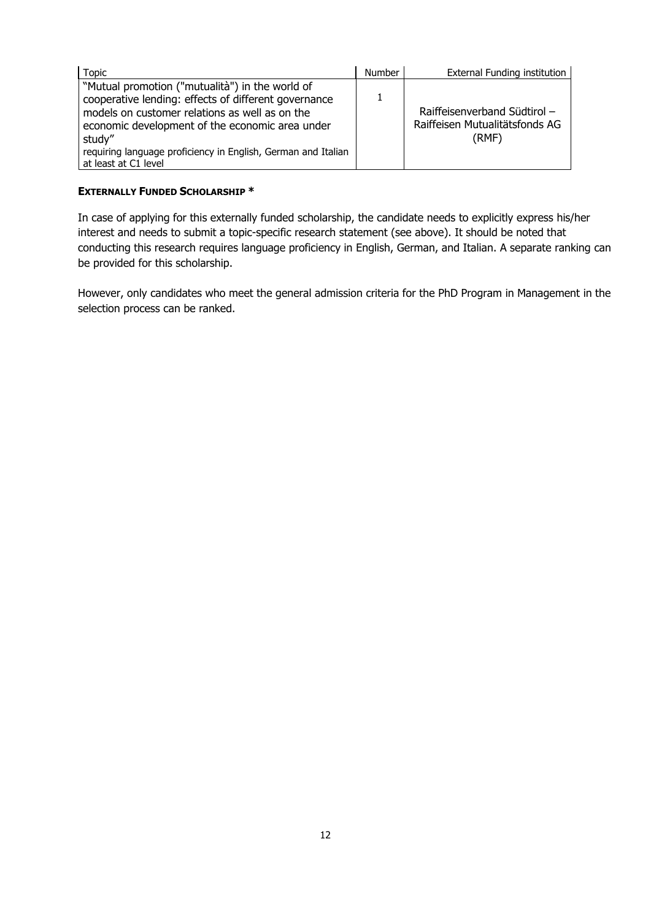| Topic | Number | External Funding institution |
| --- | --- | --- |
| "Mutual promotion ("mutualità") in the world of cooperative lending: effects of different governance models on customer relations as well as on the economic development of the economic area under study" requiring language proficiency in English, German and Italian at least at C1 level | 1 | Raiffeisenverband Südtirol – Raiffeisen Mutualitätsfonds AG (RMF) |

**EXTERNALLY FUNDED SCHOLARSHIP ***

In case of applying for this externally funded scholarship, the candidate needs to explicitly express his/her interest and needs to submit a topic-specific research statement (see above). It should be noted that conducting this research requires language proficiency in English, German, and Italian. A separate ranking can be provided for this scholarship.

However, only candidates who meet the general admission criteria for the PhD Program in Management in the selection process can be ranked.